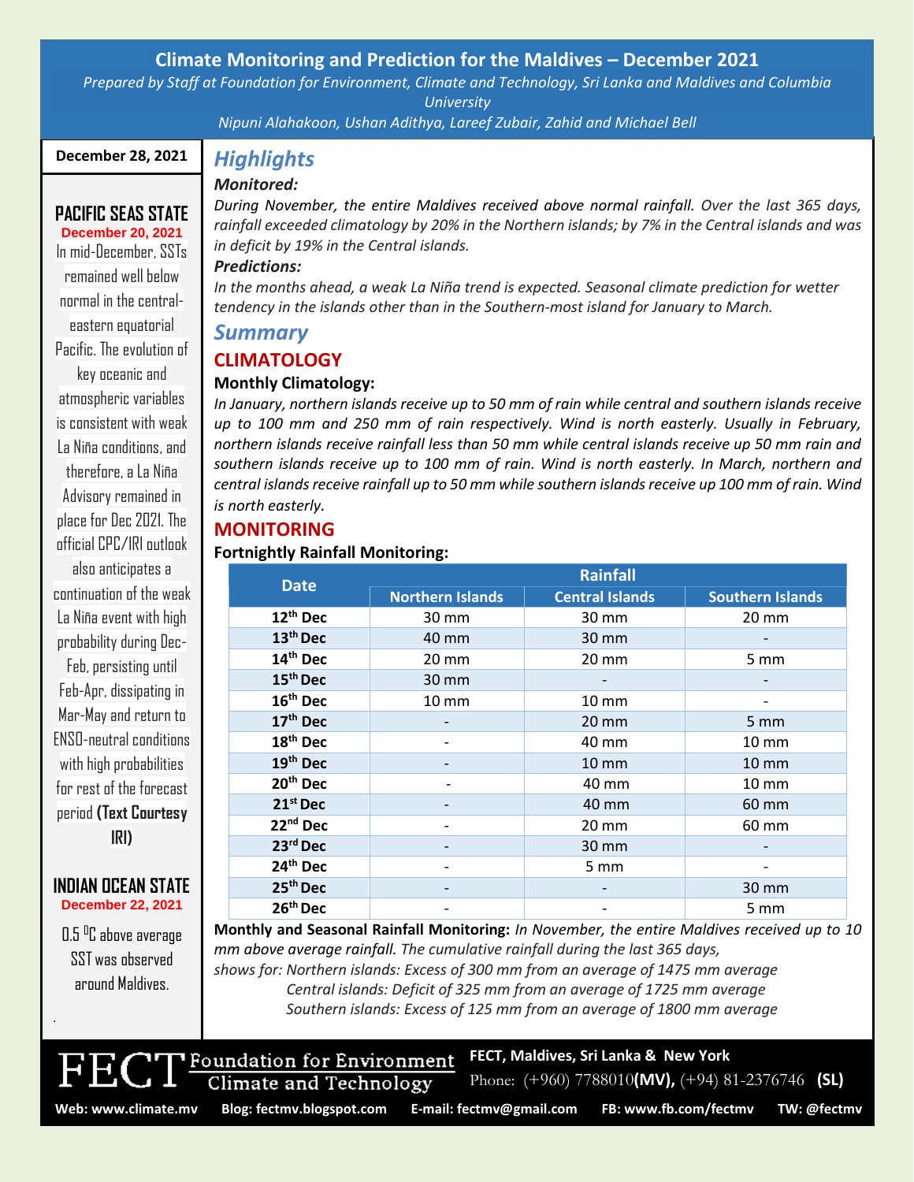# Climate Monitoring and Prediction for the Maldives – December 2021

*Prepared by Staff at Foundation for Environment, Climate and Technology, Sri Lanka and Maldives and Columbia University*

*Nipuni Alahakoon, Ushan Adithya, Lareef Zubair, Zahid and Michael Bell*

**December 28, 2021**

## PACIFIC SEAS STATE

**December 20, 2021**

In mid-December, SSTs remained well below normal in the central-eastern equatorial Pacific. The evolution of key oceanic and atmospheric variables is consistent with weak La Niña conditions, and therefore, a La Niña Advisory remained in place for Dec 2021. The official CPC/IRI outlook also anticipates a continuation of the weak La Niña event with high probability during Dec-Feb, persisting until Feb-Apr, dissipating in Mar-May and return to ENSO-neutral conditions with high probabilities for rest of the forecast period **(Text Courtesy IRI)**

## INDIAN OCEAN STATE

**December 22, 2021**

0.5 $^0$C above average SST was observed around Maldives.

## *Highlights*

***Monitored:***

*During November, the entire Maldives received above normal rainfall. Over the last 365 days, rainfall exceeded climatology by 20% in the Northern islands; by 7% in the Central islands and was in deficit by 19% in the Central islands.*

***Predictions:***

*In the months ahead, a weak La Niña trend is expected. Seasonal climate prediction for wetter tendency in the islands other than in the Southern-most island for January to March.*

## *Summary*

### CLIMATOLOGY

**Monthly Climatology:**

*In January, northern islands receive up to 50 mm of rain while central and southern islands receive up to 100 mm and 250 mm of rain respectively. Wind is north easterly. Usually in February, northern islands receive rainfall less than 50 mm while central islands receive up 50 mm rain and southern islands receive up to 100 mm of rain. Wind is north easterly. In March, northern and central islands receive rainfall up to 50 mm while southern islands receive up 100 mm of rain. Wind is north easterly.*

### MONITORING

**Fortnightly Rainfall Monitoring:**

| Date | Rainfall | | |
|---|---|---|---|
| | Northern Islands | Central Islands | Southern Islands |
| 12th Dec | 30 mm | 30 mm | 20 mm |
| 13th Dec | 40 mm | 30 mm | - |
| 14th Dec | 20 mm | 20 mm | 5 mm |
| 15th Dec | 30 mm | - | - |
| 16th Dec | 10 mm | 10 mm | - |
| 17th Dec | - | 20 mm | 5 mm |
| 18th Dec | - | 40 mm | 10 mm |
| 19th Dec | - | 10 mm | 10 mm |
| 20th Dec | - | 40 mm | 10 mm |
| 21st Dec | - | 40 mm | 60 mm |
| 22nd Dec | - | 20 mm | 60 mm |
| 23rd Dec | - | 30 mm | - |
| 24th Dec | - | 5 mm | - |
| 25th Dec | - | - | 30 mm |
| 26th Dec | - | - | 5 mm |

**Monthly and Seasonal Rainfall Monitoring:** *In November, the entire Maldives received up to 10 mm above average rainfall. The cumulative rainfall during the last 365 days, shows for: Northern islands: Excess of 300 mm from an average of 1475 mm average*
*Central islands: Deficit of 325 mm from an average of 1725 mm average*
*Southern islands: Excess of 125 mm from an average of 1800 mm average*

FECT Foundation for Environment Climate and Technology

**FECT, Maldives, Sri Lanka & New York**

Phone: (+960) 7788010**(MV),** (+94) 81-2376746 **(SL)**

**Web: www.climate.mv** **Blog: fectmv.blogspot.com** **E-mail: fectmv@gmail.com** **FB: www.fb.com/fectmv** **TW: @fectmv**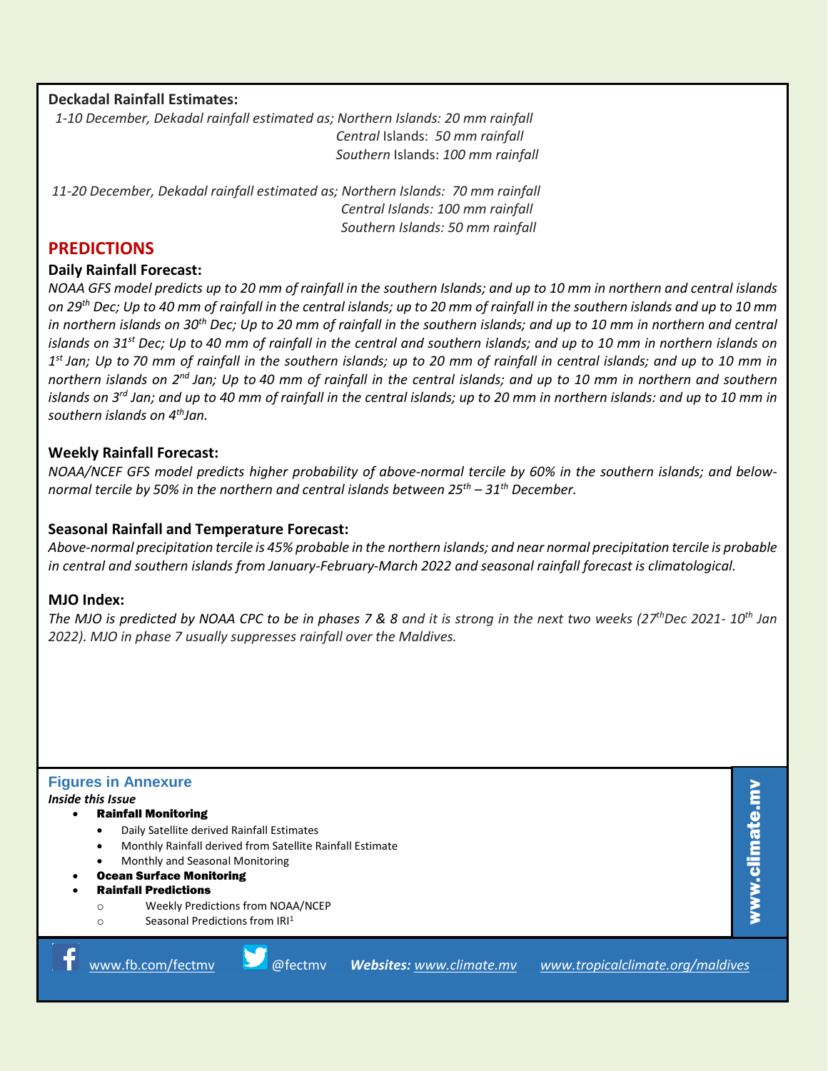**Deckadal Rainfall Estimates:**

*1-10 December, Dekadal rainfall estimated as; Northern Islands: 20 mm rainfall*
*Central* Islands: *50 mm rainfall*
*Southern* Islands: *100 mm rainfall*

*11-20 December, Dekadal rainfall estimated as; Northern Islands: 70 mm rainfall*
*Central Islands: 100 mm rainfall*
*Southern Islands: 50 mm rainfall*

## PREDICTIONS

**Daily Rainfall Forecast:**

*NOAA GFS model predicts up to 20 mm of rainfall in the southern Islands; and up to 10 mm in northern and central islands on 29th Dec; Up to 40 mm of rainfall in the central islands; up to 20 mm of rainfall in the southern islands and up to 10 mm in northern islands on 30th Dec; Up to 20 mm of rainfall in the southern islands; and up to 10 mm in northern and central islands on 31st Dec; Up to 40 mm of rainfall in the central and southern islands; and up to 10 mm in northern islands on 1st Jan; Up to 70 mm of rainfall in the southern islands; up to 20 mm of rainfall in central islands; and up to 10 mm in northern islands on 2nd Jan; Up to 40 mm of rainfall in the central islands; and up to 10 mm in northern and southern islands on 3rd Jan; and up to 40 mm of rainfall in the central islands; up to 20 mm in northern islands: and up to 10 mm in southern islands on 4thJan.*

**Weekly Rainfall Forecast:**

*NOAA/NCEF GFS model predicts higher probability of above-normal tercile by 60% in the southern islands; and below-normal tercile by 50% in the northern and central islands between 25th – 31th December.*

**Seasonal Rainfall and Temperature Forecast:**

*Above-normal precipitation tercile is 45% probable in the northern islands; and near normal precipitation tercile is probable in central and southern islands from January-February-March 2022 and seasonal rainfall forecast is climatological.*

**MJO Index:**

*The MJO is predicted by NOAA CPC to be in phases 7 & 8 and it is strong in the next two weeks (27thDec 2021- 10th Jan 2022). MJO in phase 7 usually suppresses rainfall over the Maldives.*

**Figures in Annexure**

***Inside this Issue***

- **Rainfall Monitoring**
  - Daily Satellite derived Rainfall Estimates
  - Monthly Rainfall derived from Satellite Rainfall Estimate
  - Monthly and Seasonal Monitoring
- **Ocean Surface Monitoring**
- **Rainfall Predictions**
  - Weekly Predictions from NOAA/NCEP
  - Seasonal Predictions from IRI[1]

www.climate.mv

www.fb.com/fectmv @fectmv ***Websites:*** *www.climate.mv* *www.tropicalclimate.org/maldives*